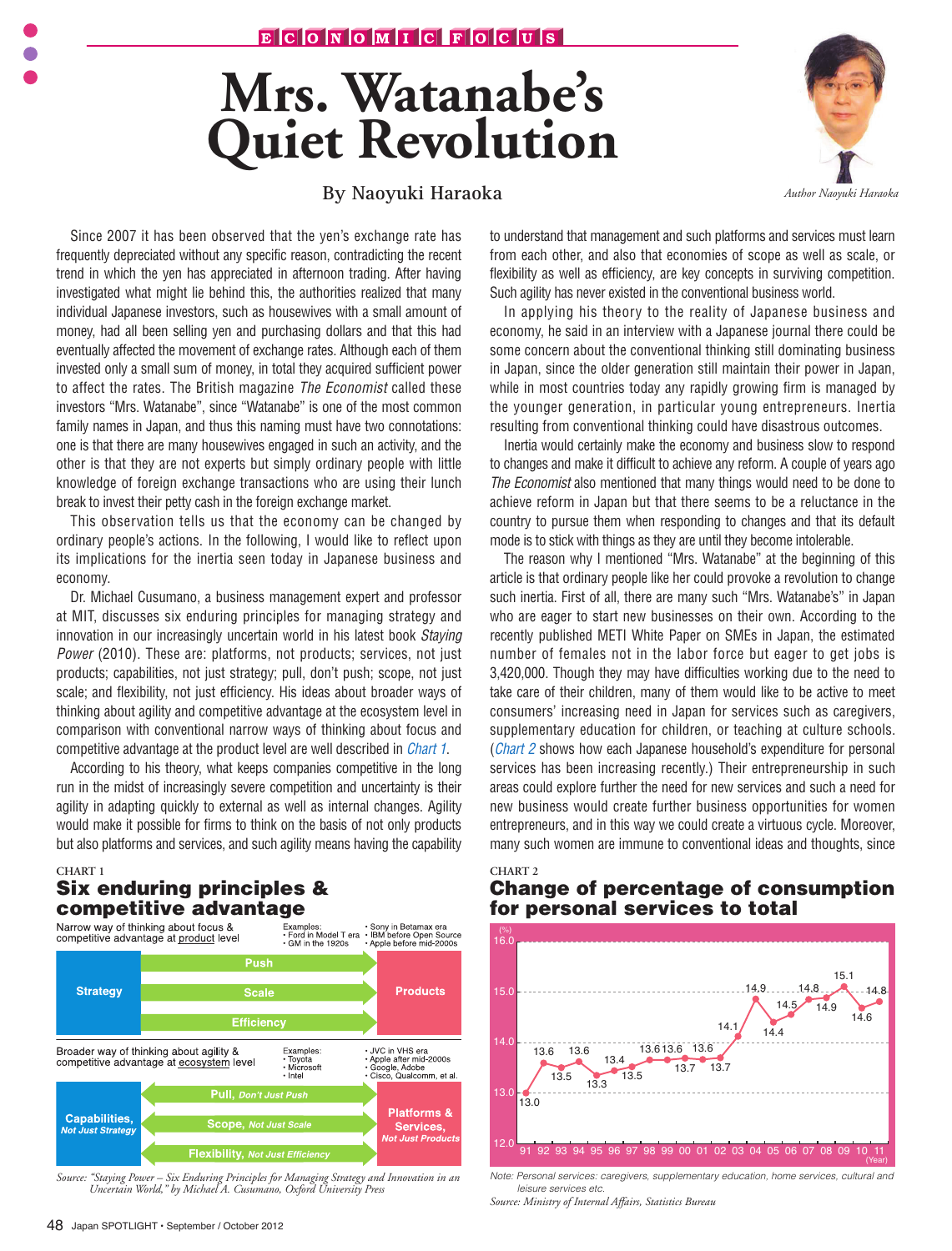ECONOMIC FOCUS

# Mrs. Watanabe's Quiet Revolution

By Naoyuki Haraoka

*Author Naoyuki Haraoka*

Since 2007 it has been observed that the yen's exchange rate has frequently depreciated without any specific reason, contradicting the recent trend in which the yen has appreciated in afternoon trading. After having investigated what might lie behind this, the authorities realized that many individual Japanese investors, such as housewives with a small amount of money, had all been selling yen and purchasing dollars and that this had eventually affected the movement of exchange rates. Although each of them invested only a small sum of money, in total they acquired sufficient power to affect the rates. The British magazine *The Economist* called these investors "Mrs. Watanabe", since "Watanabe" is one of the most common family names in Japan, and thus this naming must have two connotations: one is that there are many housewives engaged in such an activity, and the other is that they are not experts but simply ordinary people with little knowledge of foreign exchange transactions who are using their lunch break to invest their petty cash in the foreign exchange market.

This observation tells us that the economy can be changed by ordinary people's actions. In the following, I would like to reflect upon its implications for the inertia seen today in Japanese business and economy.

Dr. Michael Cusumano, a business management expert and professor at MIT, discusses six enduring principles for managing strategy and innovation in our increasingly uncertain world in his latest book *Staying Power* (2010). These are: platforms, not products; services, not just products; capabilities, not just strategy; pull, don't push; scope, not just scale; and flexibility, not just efficiency. His ideas about broader ways of thinking about agility and competitive advantage at the ecosystem level in comparison with conventional narrow ways of thinking about focus and competitive advantage at the product level are well described in *Chart 1*.

According to his theory, what keeps companies competitive in the long run in the midst of increasingly severe competition and uncertainty is their agility in adapting quickly to external as well as internal changes. Agility would make it possible for firms to think on the basis of not only products but also platforms and services, and such agility means having the capability to understand that management and such platforms and services must learn from each other, and also that economies of scope as well as scale, or flexibility as well as efficiency, are key concepts in surviving competition. Such agility has never existed in the conventional business world.

In applying his theory to the reality of Japanese business and economy, he said in an interview with a Japanese journal there could be some concern about the conventional thinking still dominating business in Japan, since the older generation still maintain their power in Japan, while in most countries today any rapidly growing firm is managed by the younger generation, in particular young entrepreneurs. Inertia resulting from conventional thinking could have disastrous outcomes.

Inertia would certainly make the economy and business slow to respond to changes and make it difficult to achieve any reform. A couple of years ago *The Economist* also mentioned that many things would need to be done to achieve reform in Japan but that there seems to be a reluctance in the country to pursue them when responding to changes and that its default mode is to stick with things as they are until they become intolerable.

The reason why I mentioned "Mrs. Watanabe" at the beginning of this article is that ordinary people like her could provoke a revolution to change such inertia. First of all, there are many such "Mrs. Watanabe's" in Japan who are eager to start new businesses on their own. According to the recently published METI White Paper on SMEs in Japan, the estimated number of females not in the labor force but eager to get jobs is 3,420,000. Though they may have difficulties working due to the need to take care of their children, many of them would like to be active to meet consumers' increasing need in Japan for services such as caregivers, supplementary education for children, or teaching at culture schools. (*Chart 2* shows how each Japanese household's expenditure for personal services has been increasing recently.) Their entrepreneurship in such areas could explore further the need for new services and such a need for new business would create further business opportunities for women entrepreneurs, and in this way we could create a virtuous cycle. Moreover, many such women are immune to conventional ideas and thoughts, since

CHART 1

### Six enduring principles & competitive advantage

Narrow way of thinking about focus & competitive advantage at product level

Examples:
- Ford in Model T era
- GM in the 1920s
- Sony in Betamax era
- IBM before Open Source
- Apple before mid-2000s

Strategy — Push — Scale — Efficiency — Products

Broader way of thinking about agility & competitive advantage at ecosystem level

Examples:
- Toyota
- Microsoft
- Intel
- JVC in VHS era
- Apple after mid-2000s
- Google, Adobe
- Cisco, Qualcomm, et al.

Capabilities, *Not Just Strategy* — Pull, *Don't Just Push* — Scope, *Not Just Scale* — Flexibility, *Not Just Efficiency* — Platforms & Services, *Not Just Products*

*Source: "Staying Power – Six Enduring Principles for Managing Strategy and Innovation in an Uncertain World," by Michael A. Cusumano, Oxford University Press*

CHART 2

### Change of percentage of consumption for personal services to total

(%)
16.0
15.0
14.0
13.0
12.0

13.0, 13.6, 13.5, 13.6, 13.3, 13.4, 13.5, 13.6, 13.6, 13.7, 13.6, 13.7, 14.1, 14.9, 14.4, 14.5, 14.8, 14.9, 15.1, 14.6, 14.8

91 92 93 94 95 96 97 98 99 00 01 02 03 04 05 06 07 08 09 10 11 (Year)

*Note: Personal services: caregivers, supplementary education, home services, cultural and leisure services etc.*

*Source: Ministry of Internal Affairs, Statistics Bureau*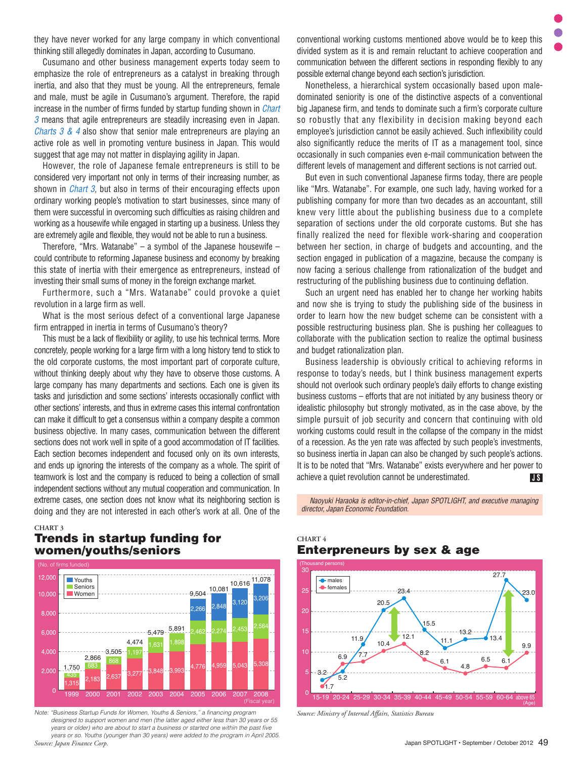they have never worked for any large company in which conventional thinking still allegedly dominates in Japan, according to Cusumano.

Cusumano and other business management experts today seem to emphasize the role of entrepreneurs as a catalyst in breaking through inertia, and also that they must be young. All the entrepreneurs, female and male, must be agile in Cusumano's argument. Therefore, the rapid increase in the number of firms funded by startup funding shown in *Chart 3* means that agile entrepreneurs are steadily increasing even in Japan. *Charts 3 & 4* also show that senior male entrepreneurs are playing an active role as well in promoting venture business in Japan. This would suggest that age may not matter in displaying agility in Japan.

However, the role of Japanese female entrepreneurs is still to be considered very important not only in terms of their increasing number, as shown in *Chart 3,* but also in terms of their encouraging effects upon ordinary working people's motivation to start businesses, since many of them were successful in overcoming such difficulties as raising children and working as a housewife while engaged in starting up a business. Unless they are extremely agile and flexible, they would not be able to run a business.

Therefore, "Mrs. Watanabe" – a symbol of the Japanese housewife – could contribute to reforming Japanese business and economy by breaking this state of inertia with their emergence as entrepreneurs, instead of investing their small sums of money in the foreign exchange market.

Furthermore, such a "Mrs. Watanabe" could provoke a quiet revolution in a large firm as well.

What is the most serious defect of a conventional large Japanese firm entrapped in inertia in terms of Cusumano's theory?

This must be a lack of flexibility or agility, to use his technical terms. More concretely, people working for a large firm with a long history tend to stick to the old corporate customs, the most important part of corporate culture, without thinking deeply about why they have to observe those customs. A large company has many departments and sections. Each one is given its tasks and jurisdiction and some sections' interests occasionally conflict with other sections' interests, and thus in extreme cases this internal confrontation can make it difficult to get a consensus within a company despite a common business objective. In many cases, communication between the different sections does not work well in spite of a good accommodation of IT facilities. Each section becomes independent and focused only on its own interests, and ends up ignoring the interests of the company as a whole. The spirit of teamwork is lost and the company is reduced to being a collection of small independent sections without any mutual cooperation and communication. In extreme cases, one section does not know what its neighboring section is doing and they are not interested in each other's work at all. One of the conventional working customs mentioned above would be to keep this divided system as it is and remain reluctant to achieve cooperation and communication between the different sections in responding flexibly to any possible external change beyond each section's jurisdiction.

Nonetheless, a hierarchical system occasionally based upon male-dominated seniority is one of the distinctive aspects of a conventional big Japanese firm, and tends to dominate such a firm's corporate culture so robustly that any flexibility in decision making beyond each employee's jurisdiction cannot be easily achieved. Such inflexibility could also significantly reduce the merits of IT as a management tool, since occasionally in such companies even e-mail communication between the different levels of management and different sections is not carried out.

But even in such conventional Japanese firms today, there are people like "Mrs. Watanabe". For example, one such lady, having worked for a publishing company for more than two decades as an accountant, still knew very little about the publishing business due to a complete separation of sections under the old corporate customs. But she has finally realized the need for flexible work-sharing and cooperation between her section, in charge of budgets and accounting, and the section engaged in publication of a magazine, because the company is now facing a serious challenge from rationalization of the budget and restructuring of the publishing business due to continuing deflation.

Such an urgent need has enabled her to change her working habits and now she is trying to study the publishing side of the business in order to learn how the new budget scheme can be consistent with a possible restructuring business plan. She is pushing her colleagues to collaborate with the publication section to realize the optimal business and budget rationalization plan.

Business leadership is obviously critical to achieving reforms in response to today's needs, but I think business management experts should not overlook such ordinary people's daily efforts to change existing business customs – efforts that are not initiated by any business theory or idealistic philosophy but strongly motivated, as in the case above, by the simple pursuit of job security and concern that continuing with old working customs could result in the collapse of the company in the midst of a recession. As the yen rate was affected by such people's investments, so business inertia in Japan can also be changed by such people's actions. It is to be noted that "Mrs. Watanabe" exists everywhere and her power to achieve a quiet revolution cannot be underestimated. JS

*Naoyuki Haraoka is editor-in-chief, Japan SPOTLIGHT, and executive managing director, Japan Economic Foundation.*

CHART 3
## Trends in startup funding for women/youths/seniors

(No. of firms funded)
12,000
10,000
8,000
6,000
4,000
2,000
0
Youths
Seniors
Women
1999: 1,750 (Seniors 435, Women 1,315)
2000: 2,866 (Seniors 683, Women 2,183)
2001: 3,505 (Seniors 868, Women 2,637)
2002: 4,474 (Seniors 1,197, Women 3,277)
2003: 5,479 (Seniors 1,631, Women 3,848)
2004: 5,891 (Seniors 1,898, Women 3,993)
2005: 9,504 (Youths 2,266, Seniors 2,462, Women 4,776)
2006: 10,081 (Youths 2,848, Seniors 2,274, Women 4,959)
2007: 10,616 (Youths 3,120, Seniors 2,453, Women 5,043)
2008: 11,078 (Youths 3,206, Seniors 2,564, Women 5,308)
(Fiscal year)

Note: "Business Startup Funds for Women, Youths & Seniors," a financing program designed to support women and men (the latter aged either less than 30 years or 55 years or older) who are about to start a business or started one within the past five years or so. Youths (younger than 30 years) were added to the program in April 2005.
Source: Japan Finance Corp.

CHART 4
## Enterpreneurs by sex & age

(Thousand persons)
30
25
20
15
10
5
0
males
females
males: 3.2, 5.2, 11.9, 20.5, 23.4, 15.5, 11.1, 13.2, 13.4, 27.7, 23.0
females: 1.7, 6.9, 7.7, 10.4, 12.1, 8.2, 6.1, 4.8, 6.5, 6.1, 9.9
15-19 20-24 25-29 30-34 35-39 40-44 45-49 50-54 55-59 60-64 above 65
(Age)

Source: Ministry of Internal Affairs, Statistics Bureau